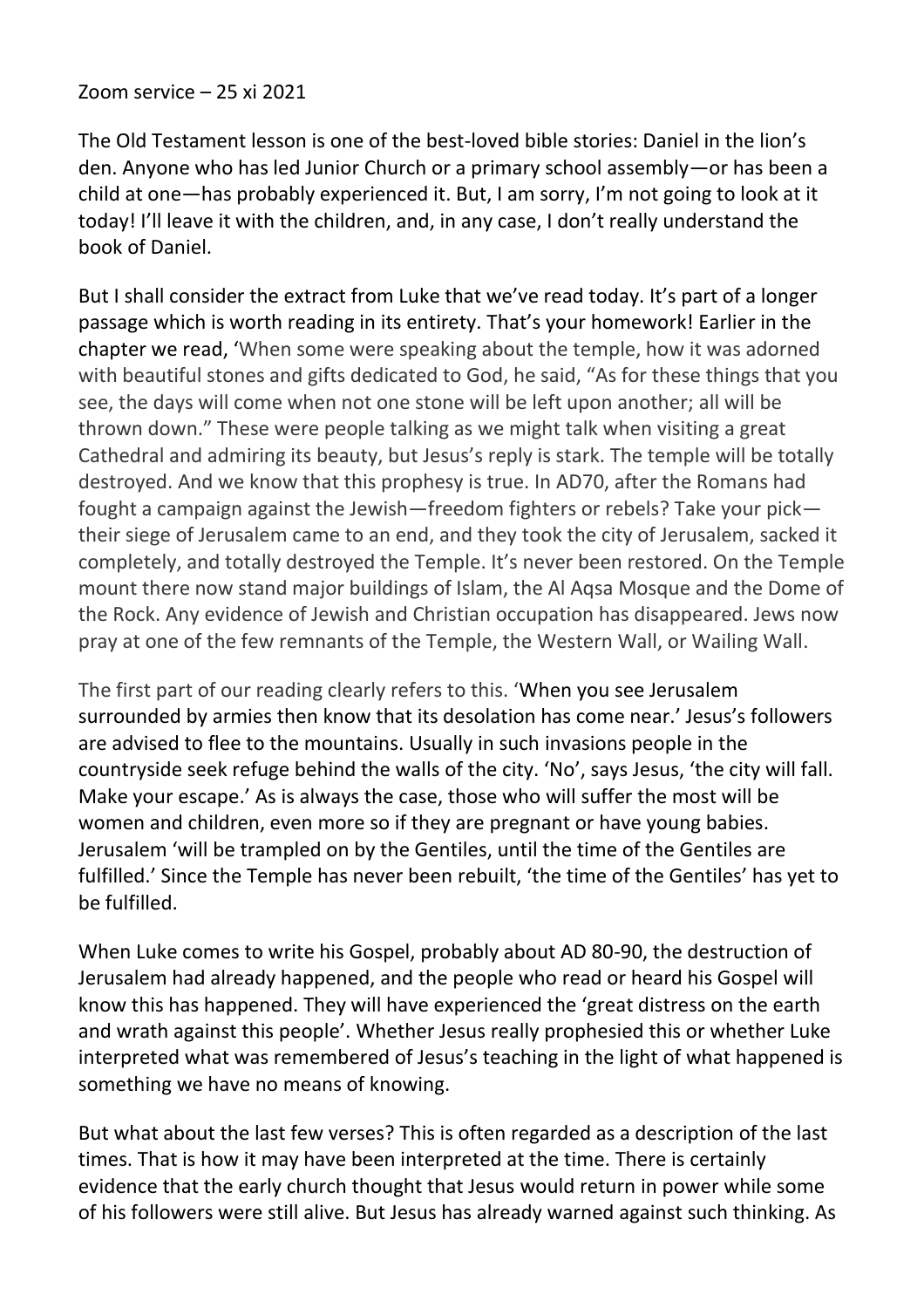Zoom service – 25 xi 2021

The Old Testament lesson is one of the best-loved bible stories: Daniel in the lion's den. Anyone who has led Junior Church or a primary school assembly—or has been a child at one—has probably experienced it. But, I am sorry, I'm not going to look at it today! I'll leave it with the children, and, in any case, I don't really understand the book of Daniel.

But I shall consider the extract from Luke that we've read today. It's part of a longer passage which is worth reading in its entirety. That's your homework! Earlier in the chapter we read, 'When some were speaking about the temple, how it was adorned with beautiful stones and gifts dedicated to God, he said, "As for these things that you see, the days will come when not one stone will be left upon another; all will be thrown down." These were people talking as we might talk when visiting a great Cathedral and admiring its beauty, but Jesus's reply is stark. The temple will be totally destroyed. And we know that this prophesy is true. In AD70, after the Romans had fought a campaign against the Jewish—freedom fighters or rebels? Take your pick—their siege of Jerusalem came to an end, and they took the city of Jerusalem, sacked it completely, and totally destroyed the Temple. It's never been restored. On the Temple mount there now stand major buildings of Islam, the Al Aqsa Mosque and the Dome of the Rock. Any evidence of Jewish and Christian occupation has disappeared. Jews now pray at one of the few remnants of the Temple, the Western Wall, or Wailing Wall.

The first part of our reading clearly refers to this. 'When you see Jerusalem surrounded by armies then know that its desolation has come near.' Jesus's followers are advised to flee to the mountains. Usually in such invasions people in the countryside seek refuge behind the walls of the city. 'No', says Jesus, 'the city will fall. Make your escape.' As is always the case, those who will suffer the most will be women and children, even more so if they are pregnant or have young babies. Jerusalem 'will be trampled on by the Gentiles, until the time of the Gentiles are fulfilled.' Since the Temple has never been rebuilt, 'the time of the Gentiles' has yet to be fulfilled.

When Luke comes to write his Gospel, probably about AD 80-90, the destruction of Jerusalem had already happened, and the people who read or heard his Gospel will know this has happened. They will have experienced the 'great distress on the earth and wrath against this people'. Whether Jesus really prophesied this or whether Luke interpreted what was remembered of Jesus's teaching in the light of what happened is something we have no means of knowing.

But what about the last few verses? This is often regarded as a description of the last times. That is how it may have been interpreted at the time. There is certainly evidence that the early church thought that Jesus would return in power while some of his followers were still alive. But Jesus has already warned against such thinking. As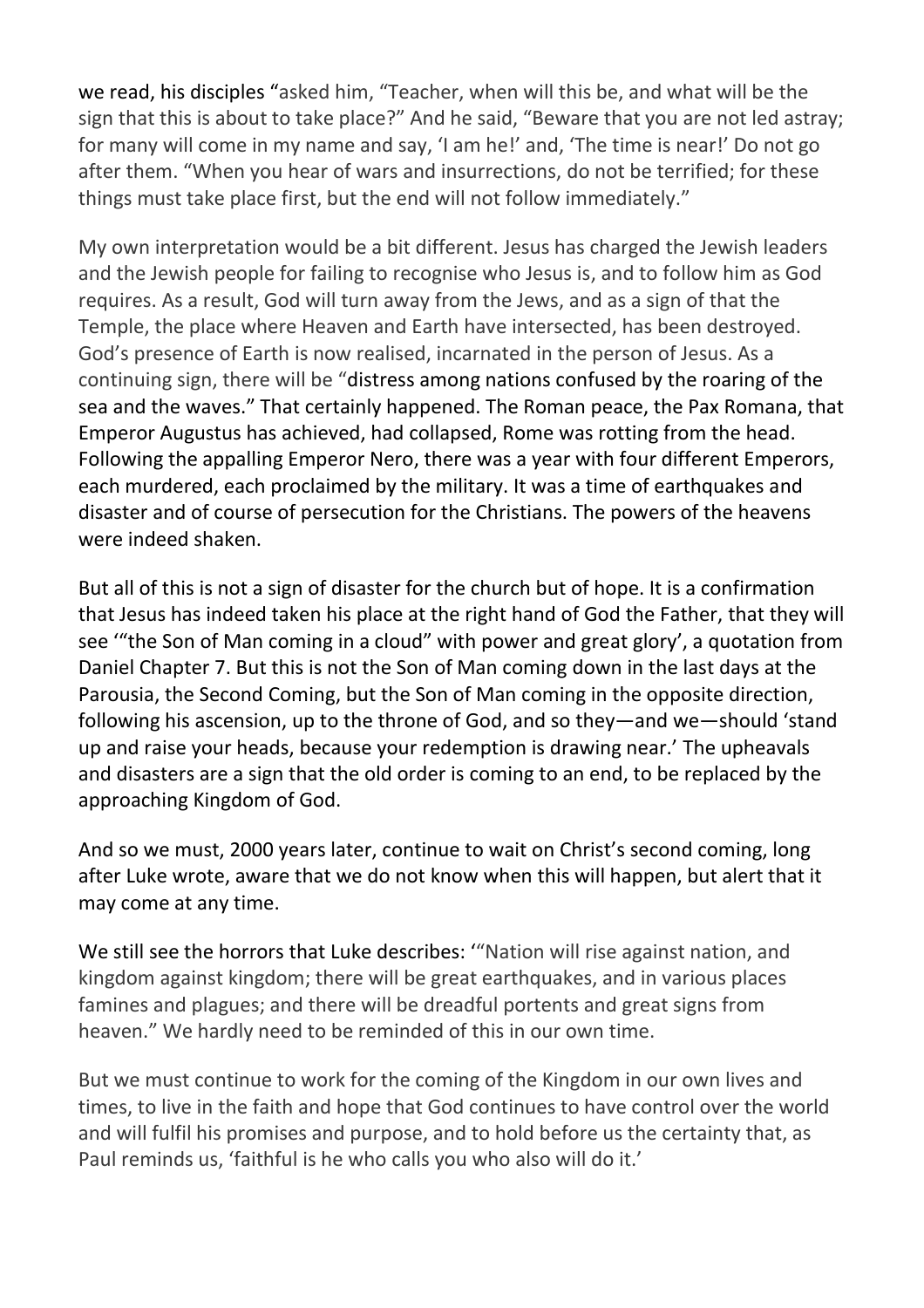we read, his disciples "asked him, "Teacher, when will this be, and what will be the sign that this is about to take place?" And he said, "Beware that you are not led astray; for many will come in my name and say, 'I am he!' and, 'The time is near!' Do not go after them. "When you hear of wars and insurrections, do not be terrified; for these things must take place first, but the end will not follow immediately."

My own interpretation would be a bit different. Jesus has charged the Jewish leaders and the Jewish people for failing to recognise who Jesus is, and to follow him as God requires. As a result, God will turn away from the Jews, and as a sign of that the Temple, the place where Heaven and Earth have intersected, has been destroyed. God's presence of Earth is now realised, incarnated in the person of Jesus. As a continuing sign, there will be "distress among nations confused by the roaring of the sea and the waves." That certainly happened. The Roman peace, the Pax Romana, that Emperor Augustus has achieved, had collapsed, Rome was rotting from the head. Following the appalling Emperor Nero, there was a year with four different Emperors, each murdered, each proclaimed by the military. It was a time of earthquakes and disaster and of course of persecution for the Christians. The powers of the heavens were indeed shaken.

But all of this is not a sign of disaster for the church but of hope. It is a confirmation that Jesus has indeed taken his place at the right hand of God the Father, that they will see '"the Son of Man coming in a cloud" with power and great glory', a quotation from Daniel Chapter 7. But this is not the Son of Man coming down in the last days at the Parousia, the Second Coming, but the Son of Man coming in the opposite direction, following his ascension, up to the throne of God, and so they—and we—should 'stand up and raise your heads, because your redemption is drawing near.' The upheavals and disasters are a sign that the old order is coming to an end, to be replaced by the approaching Kingdom of God.

And so we must, 2000 years later, continue to wait on Christ's second coming, long after Luke wrote, aware that we do not know when this will happen, but alert that it may come at any time.

We still see the horrors that Luke describes: '"Nation will rise against nation, and kingdom against kingdom; there will be great earthquakes, and in various places famines and plagues; and there will be dreadful portents and great signs from heaven." We hardly need to be reminded of this in our own time.

But we must continue to work for the coming of the Kingdom in our own lives and times, to live in the faith and hope that God continues to have control over the world and will fulfil his promises and purpose, and to hold before us the certainty that, as Paul reminds us, 'faithful is he who calls you who also will do it.'